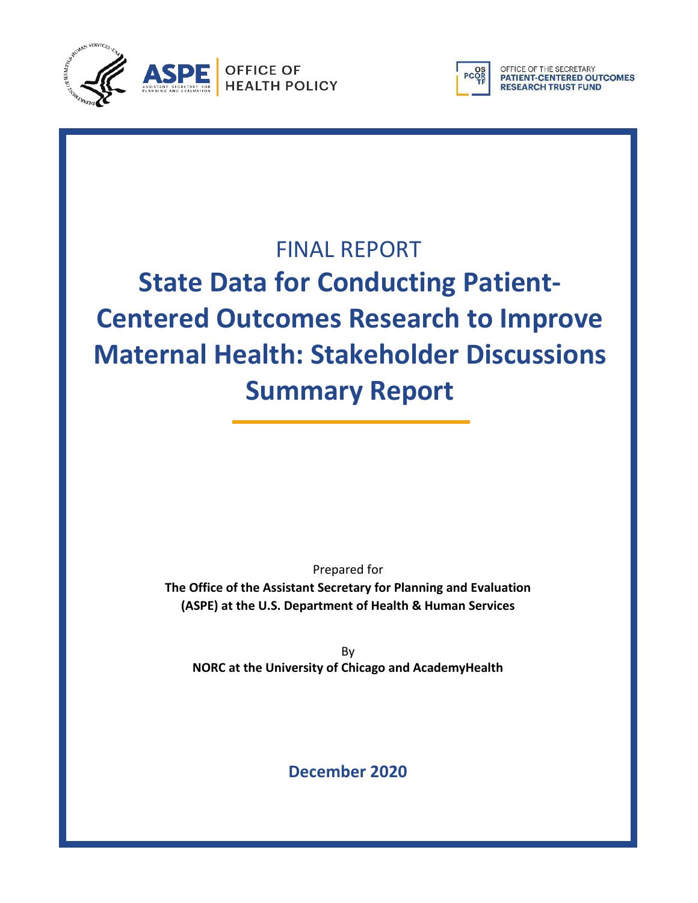ASPE | OFFICE OF HEALTH POLICY

OFFICE OF THE SECRETARY PATIENT-CENTERED OUTCOMES RESEARCH TRUST FUND

FINAL REPORT

# State Data for Conducting Patient-Centered Outcomes Research to Improve Maternal Health: Stakeholder Discussions Summary Report

Prepared for

**The Office of the Assistant Secretary for Planning and Evaluation (ASPE) at the U.S. Department of Health & Human Services**

By

**NORC at the University of Chicago and AcademyHealth**

**December 2020**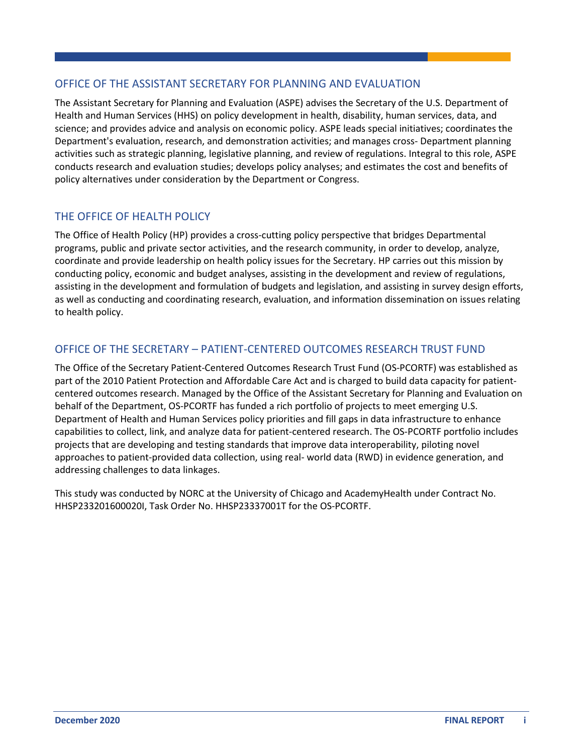## OFFICE OF THE ASSISTANT SECRETARY FOR PLANNING AND EVALUATION

The Assistant Secretary for Planning and Evaluation (ASPE) advises the Secretary of the U.S. Department of Health and Human Services (HHS) on policy development in health, disability, human services, data, and science; and provides advice and analysis on economic policy. ASPE leads special initiatives; coordinates the Department's evaluation, research, and demonstration activities; and manages cross- Department planning activities such as strategic planning, legislative planning, and review of regulations. Integral to this role, ASPE conducts research and evaluation studies; develops policy analyses; and estimates the cost and benefits of policy alternatives under consideration by the Department or Congress.

## THE OFFICE OF HEALTH POLICY

The Office of Health Policy (HP) provides a cross-cutting policy perspective that bridges Departmental programs, public and private sector activities, and the research community, in order to develop, analyze, coordinate and provide leadership on health policy issues for the Secretary. HP carries out this mission by conducting policy, economic and budget analyses, assisting in the development and review of regulations, assisting in the development and formulation of budgets and legislation, and assisting in survey design efforts, as well as conducting and coordinating research, evaluation, and information dissemination on issues relating to health policy.

## OFFICE OF THE SECRETARY – PATIENT-CENTERED OUTCOMES RESEARCH TRUST FUND

The Office of the Secretary Patient-Centered Outcomes Research Trust Fund (OS-PCORTF) was established as part of the 2010 Patient Protection and Affordable Care Act and is charged to build data capacity for patient-centered outcomes research. Managed by the Office of the Assistant Secretary for Planning and Evaluation on behalf of the Department, OS-PCORTF has funded a rich portfolio of projects to meet emerging U.S. Department of Health and Human Services policy priorities and fill gaps in data infrastructure to enhance capabilities to collect, link, and analyze data for patient-centered research. The OS-PCORTF portfolio includes projects that are developing and testing standards that improve data interoperability, piloting novel approaches to patient-provided data collection, using real- world data (RWD) in evidence generation, and addressing challenges to data linkages.

This study was conducted by NORC at the University of Chicago and AcademyHealth under Contract No. HHSP233201600020I, Task Order No. HHSP23337001T for the OS-PCORTF.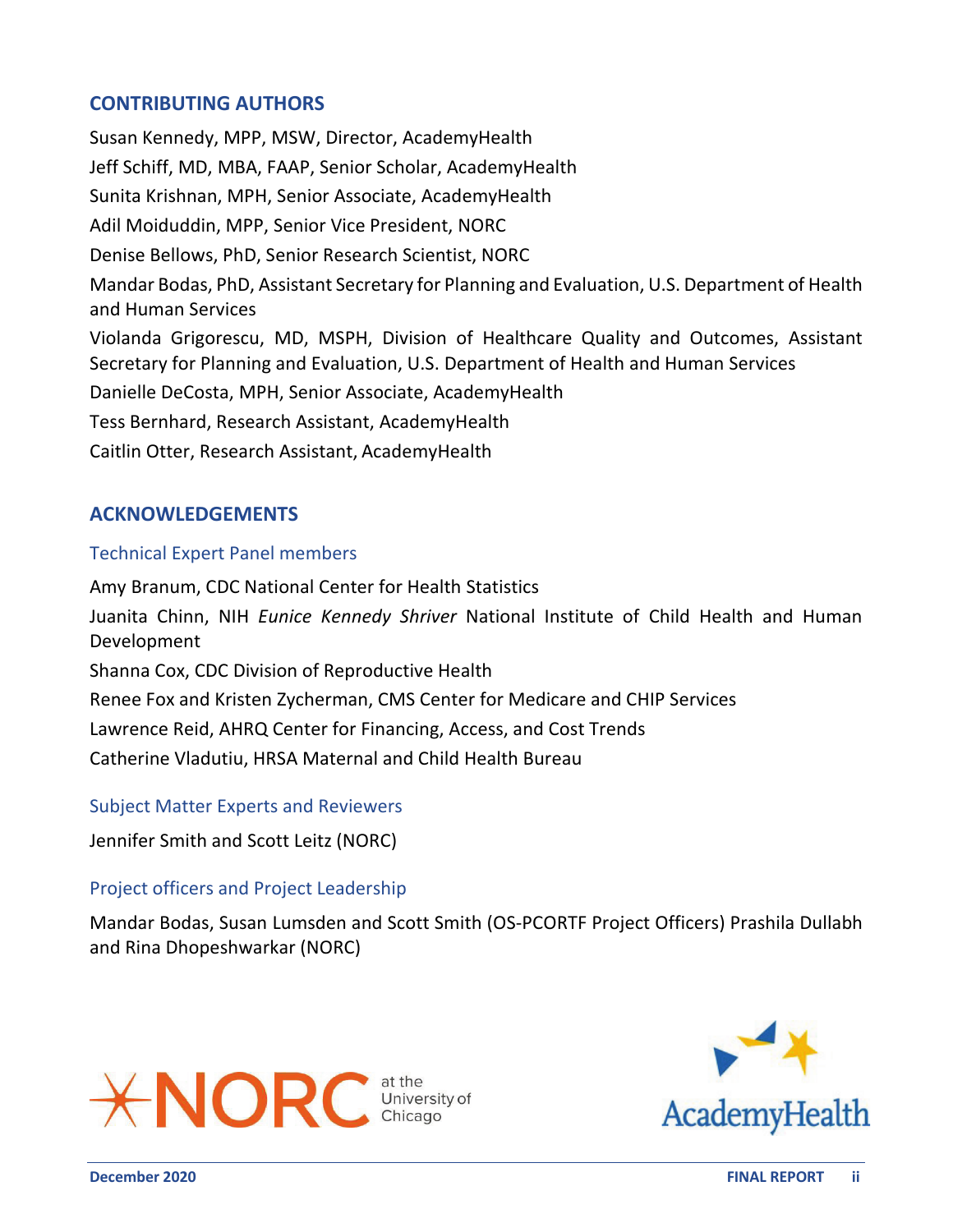## CONTRIBUTING AUTHORS

Susan Kennedy, MPP, MSW, Director, AcademyHealth

Jeff Schiff, MD, MBA, FAAP, Senior Scholar, AcademyHealth

Sunita Krishnan, MPH, Senior Associate, AcademyHealth

Adil Moiduddin, MPP, Senior Vice President, NORC

Denise Bellows, PhD, Senior Research Scientist, NORC

Mandar Bodas, PhD, Assistant Secretary for Planning and Evaluation, U.S. Department of Health and Human Services

Violanda Grigorescu, MD, MSPH, Division of Healthcare Quality and Outcomes, Assistant Secretary for Planning and Evaluation, U.S. Department of Health and Human Services

Danielle DeCosta, MPH, Senior Associate, AcademyHealth

Tess Bernhard, Research Assistant, AcademyHealth

Caitlin Otter, Research Assistant, AcademyHealth

## ACKNOWLEDGEMENTS

### Technical Expert Panel members

Amy Branum, CDC National Center for Health Statistics

Juanita Chinn, NIH *Eunice Kennedy Shriver* National Institute of Child Health and Human Development

Shanna Cox, CDC Division of Reproductive Health

Renee Fox and Kristen Zycherman, CMS Center for Medicare and CHIP Services

Lawrence Reid, AHRQ Center for Financing, Access, and Cost Trends

Catherine Vladutiu, HRSA Maternal and Child Health Bureau

### Subject Matter Experts and Reviewers

Jennifer Smith and Scott Leitz (NORC)

### Project officers and Project Leadership

Mandar Bodas, Susan Lumsden and Scott Smith (OS-PCORTF Project Officers) Prashila Dullabh and Rina Dhopeshwarkar (NORC)

NORC at the University of Chicago

AcademyHealth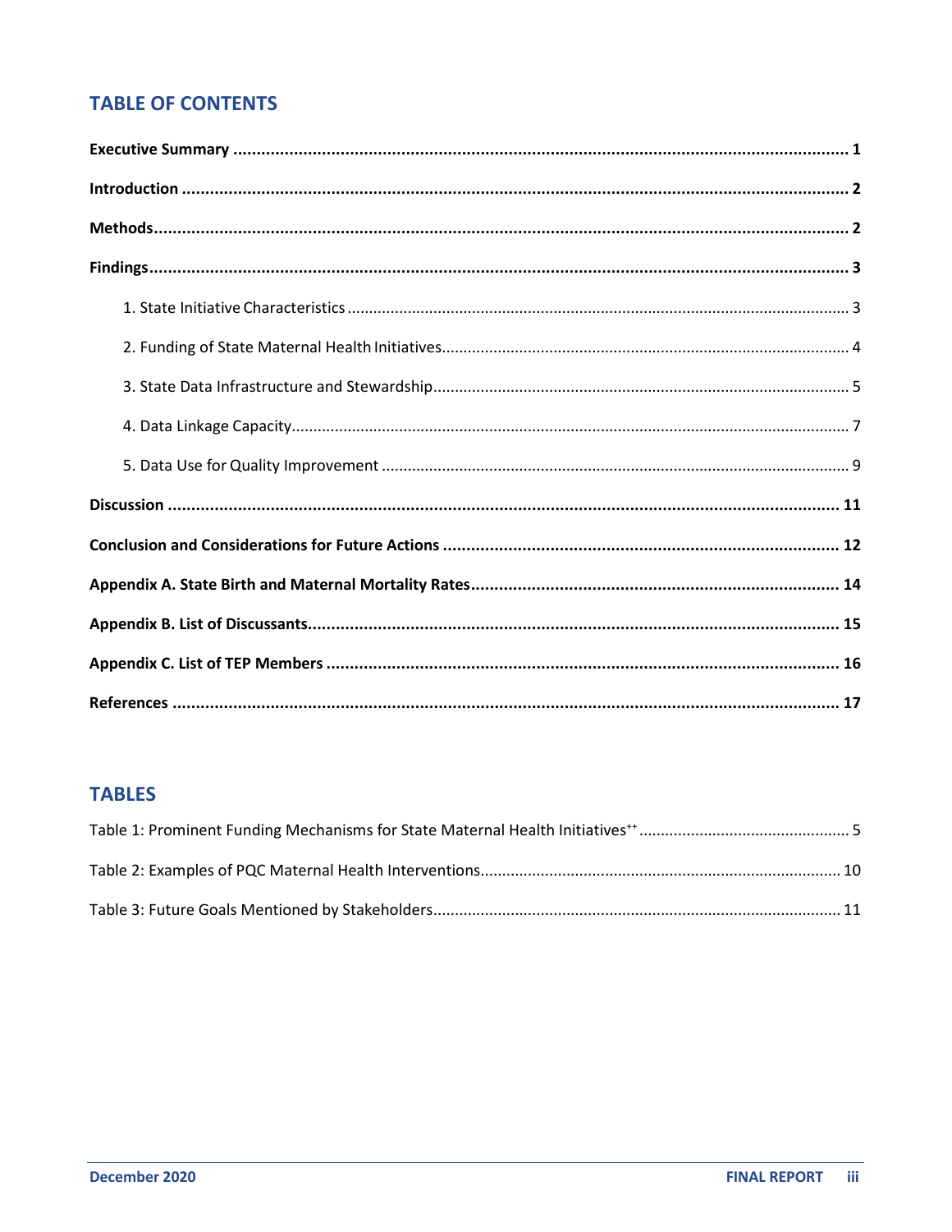## TABLE OF CONTENTS

**Executive Summary** ........................................................ **1**

**Introduction** ........................................................ **2**

**Methods** ........................................................ **2**

**Findings** ........................................................ **3**

1. State Initiative Characteristics ........................................................ 3
2. Funding of State Maternal Health Initiatives ........................................................ 4
3. State Data Infrastructure and Stewardship ........................................................ 5
4. Data Linkage Capacity ........................................................ 7
5. Data Use for Quality Improvement ........................................................ 9

**Discussion** ........................................................ **11**

**Conclusion and Considerations for Future Actions** ........................................................ **12**

**Appendix A. State Birth and Maternal Mortality Rates** ........................................................ **14**

**Appendix B. List of Discussants** ........................................................ **15**

**Appendix C. List of TEP Members** ........................................................ **16**

**References** ........................................................ **17**

## TABLES

Table 1: Prominent Funding Mechanisms for State Maternal Health Initiatives[++] ........................................................ 5

Table 2: Examples of PQC Maternal Health Interventions ........................................................ 10

Table 3: Future Goals Mentioned by Stakeholders ........................................................ 11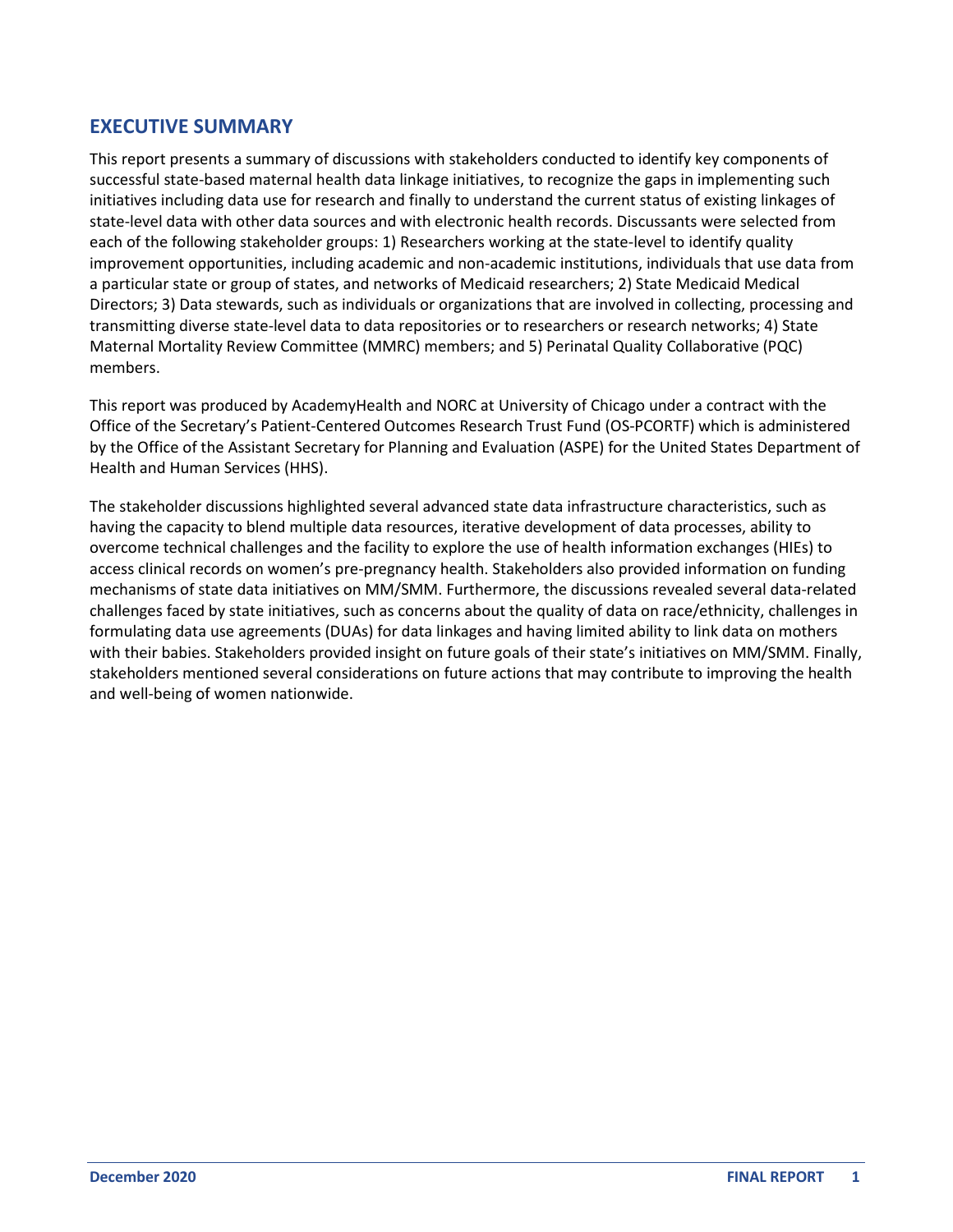## EXECUTIVE SUMMARY

This report presents a summary of discussions with stakeholders conducted to identify key components of successful state-based maternal health data linkage initiatives, to recognize the gaps in implementing such initiatives including data use for research and finally to understand the current status of existing linkages of state-level data with other data sources and with electronic health records. Discussants were selected from each of the following stakeholder groups: 1) Researchers working at the state-level to identify quality improvement opportunities, including academic and non-academic institutions, individuals that use data from a particular state or group of states, and networks of Medicaid researchers; 2) State Medicaid Medical Directors; 3) Data stewards, such as individuals or organizations that are involved in collecting, processing and transmitting diverse state-level data to data repositories or to researchers or research networks; 4) State Maternal Mortality Review Committee (MMRC) members; and 5) Perinatal Quality Collaborative (PQC) members.

This report was produced by AcademyHealth and NORC at University of Chicago under a contract with the Office of the Secretary's Patient-Centered Outcomes Research Trust Fund (OS-PCORTF) which is administered by the Office of the Assistant Secretary for Planning and Evaluation (ASPE) for the United States Department of Health and Human Services (HHS).

The stakeholder discussions highlighted several advanced state data infrastructure characteristics, such as having the capacity to blend multiple data resources, iterative development of data processes, ability to overcome technical challenges and the facility to explore the use of health information exchanges (HIEs) to access clinical records on women's pre-pregnancy health. Stakeholders also provided information on funding mechanisms of state data initiatives on MM/SMM. Furthermore, the discussions revealed several data-related challenges faced by state initiatives, such as concerns about the quality of data on race/ethnicity, challenges in formulating data use agreements (DUAs) for data linkages and having limited ability to link data on mothers with their babies. Stakeholders provided insight on future goals of their state's initiatives on MM/SMM. Finally, stakeholders mentioned several considerations on future actions that may contribute to improving the health and well-being of women nationwide.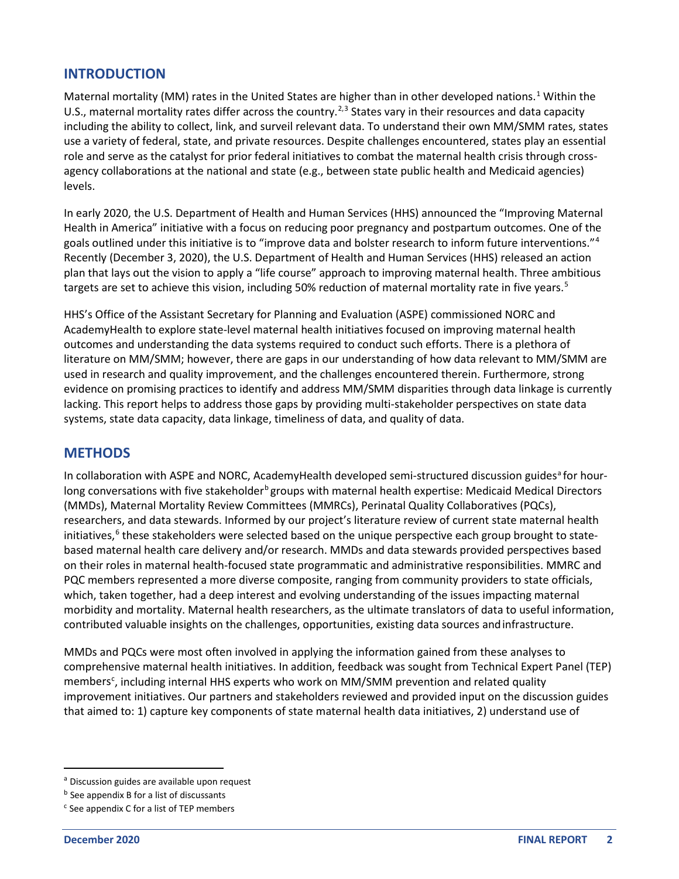## INTRODUCTION

Maternal mortality (MM) rates in the United States are higher than in other developed nations.[1] Within the U.S., maternal mortality rates differ across the country.[2,3] States vary in their resources and data capacity including the ability to collect, link, and surveil relevant data. To understand their own MM/SMM rates, states use a variety of federal, state, and private resources. Despite challenges encountered, states play an essential role and serve as the catalyst for prior federal initiatives to combat the maternal health crisis through cross-agency collaborations at the national and state (e.g., between state public health and Medicaid agencies) levels.

In early 2020, the U.S. Department of Health and Human Services (HHS) announced the "Improving Maternal Health in America" initiative with a focus on reducing poor pregnancy and postpartum outcomes. One of the goals outlined under this initiative is to "improve data and bolster research to inform future interventions."[4] Recently (December 3, 2020), the U.S. Department of Health and Human Services (HHS) released an action plan that lays out the vision to apply a "life course" approach to improving maternal health. Three ambitious targets are set to achieve this vision, including 50% reduction of maternal mortality rate in five years.[5]

HHS's Office of the Assistant Secretary for Planning and Evaluation (ASPE) commissioned NORC and AcademyHealth to explore state-level maternal health initiatives focused on improving maternal health outcomes and understanding the data systems required to conduct such efforts. There is a plethora of literature on MM/SMM; however, there are gaps in our understanding of how data relevant to MM/SMM are used in research and quality improvement, and the challenges encountered therein. Furthermore, strong evidence on promising practices to identify and address MM/SMM disparities through data linkage is currently lacking. This report helps to address those gaps by providing multi-stakeholder perspectives on state data systems, state data capacity, data linkage, timeliness of data, and quality of data.

## METHODS

In collaboration with ASPE and NORC, AcademyHealth developed semi-structured discussion guides[a] for hour-long conversations with five stakeholder[b] groups with maternal health expertise: Medicaid Medical Directors (MMDs), Maternal Mortality Review Committees (MMRCs), Perinatal Quality Collaboratives (PQCs), researchers, and data stewards. Informed by our project's literature review of current state maternal health initiatives,[6] these stakeholders were selected based on the unique perspective each group brought to state-based maternal health care delivery and/or research. MMDs and data stewards provided perspectives based on their roles in maternal health-focused state programmatic and administrative responsibilities. MMRC and PQC members represented a more diverse composite, ranging from community providers to state officials, which, taken together, had a deep interest and evolving understanding of the issues impacting maternal morbidity and mortality. Maternal health researchers, as the ultimate translators of data to useful information, contributed valuable insights on the challenges, opportunities, existing data sources and infrastructure.

MMDs and PQCs were most often involved in applying the information gained from these analyses to comprehensive maternal health initiatives. In addition, feedback was sought from Technical Expert Panel (TEP) members[c], including internal HHS experts who work on MM/SMM prevention and related quality improvement initiatives. Our partners and stakeholders reviewed and provided input on the discussion guides that aimed to: 1) capture key components of state maternal health data initiatives, 2) understand use of

[a] Discussion guides are available upon request

[b] See appendix B for a list of discussants

[c] See appendix C for a list of TEP members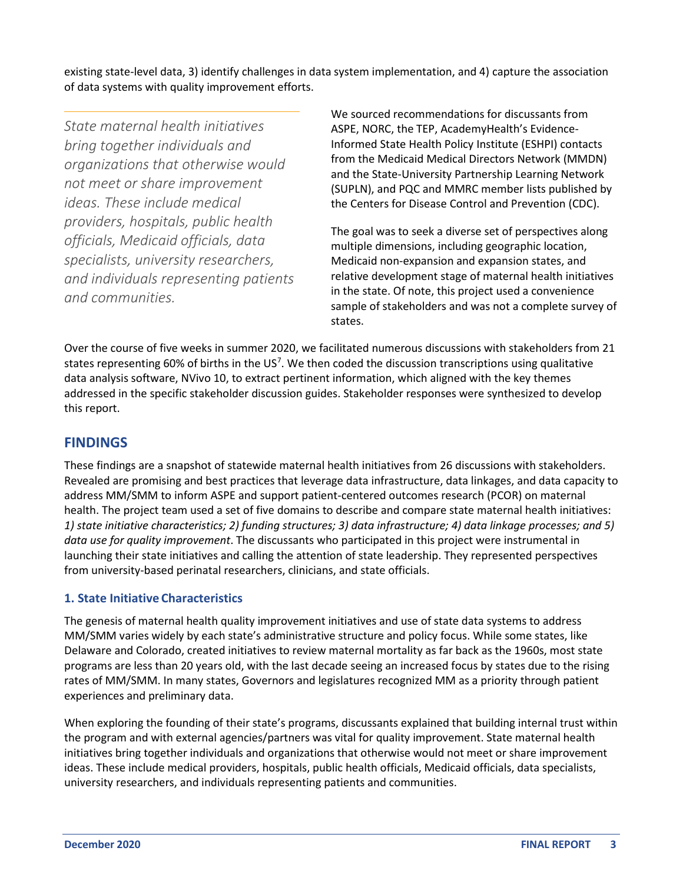existing state-level data, 3) identify challenges in data system implementation, and 4) capture the association of data systems with quality improvement efforts.

*State maternal health initiatives bring together individuals and organizations that otherwise would not meet or share improvement ideas. These include medical providers, hospitals, public health officials, Medicaid officials, data specialists, university researchers, and individuals representing patients and communities.*

We sourced recommendations for discussants from ASPE, NORC, the TEP, AcademyHealth's Evidence-Informed State Health Policy Institute (ESHPI) contacts from the Medicaid Medical Directors Network (MMDN) and the State-University Partnership Learning Network (SUPLN), and PQC and MMRC member lists published by the Centers for Disease Control and Prevention (CDC).

The goal was to seek a diverse set of perspectives along multiple dimensions, including geographic location, Medicaid non-expansion and expansion states, and relative development stage of maternal health initiatives in the state. Of note, this project used a convenience sample of stakeholders and was not a complete survey of states.

Over the course of five weeks in summer 2020, we facilitated numerous discussions with stakeholders from 21 states representing 60% of births in the US[7]. We then coded the discussion transcriptions using qualitative data analysis software, NVivo 10, to extract pertinent information, which aligned with the key themes addressed in the specific stakeholder discussion guides. Stakeholder responses were synthesized to develop this report.

## FINDINGS

These findings are a snapshot of statewide maternal health initiatives from 26 discussions with stakeholders. Revealed are promising and best practices that leverage data infrastructure, data linkages, and data capacity to address MM/SMM to inform ASPE and support patient-centered outcomes research (PCOR) on maternal health. The project team used a set of five domains to describe and compare state maternal health initiatives: *1) state initiative characteristics; 2) funding structures; 3) data infrastructure; 4) data linkage processes; and 5) data use for quality improvement*. The discussants who participated in this project were instrumental in launching their state initiatives and calling the attention of state leadership. They represented perspectives from university-based perinatal researchers, clinicians, and state officials.

### 1. State Initiative Characteristics

The genesis of maternal health quality improvement initiatives and use of state data systems to address MM/SMM varies widely by each state's administrative structure and policy focus. While some states, like Delaware and Colorado, created initiatives to review maternal mortality as far back as the 1960s, most state programs are less than 20 years old, with the last decade seeing an increased focus by states due to the rising rates of MM/SMM. In many states, Governors and legislatures recognized MM as a priority through patient experiences and preliminary data.

When exploring the founding of their state's programs, discussants explained that building internal trust within the program and with external agencies/partners was vital for quality improvement. State maternal health initiatives bring together individuals and organizations that otherwise would not meet or share improvement ideas. These include medical providers, hospitals, public health officials, Medicaid officials, data specialists, university researchers, and individuals representing patients and communities.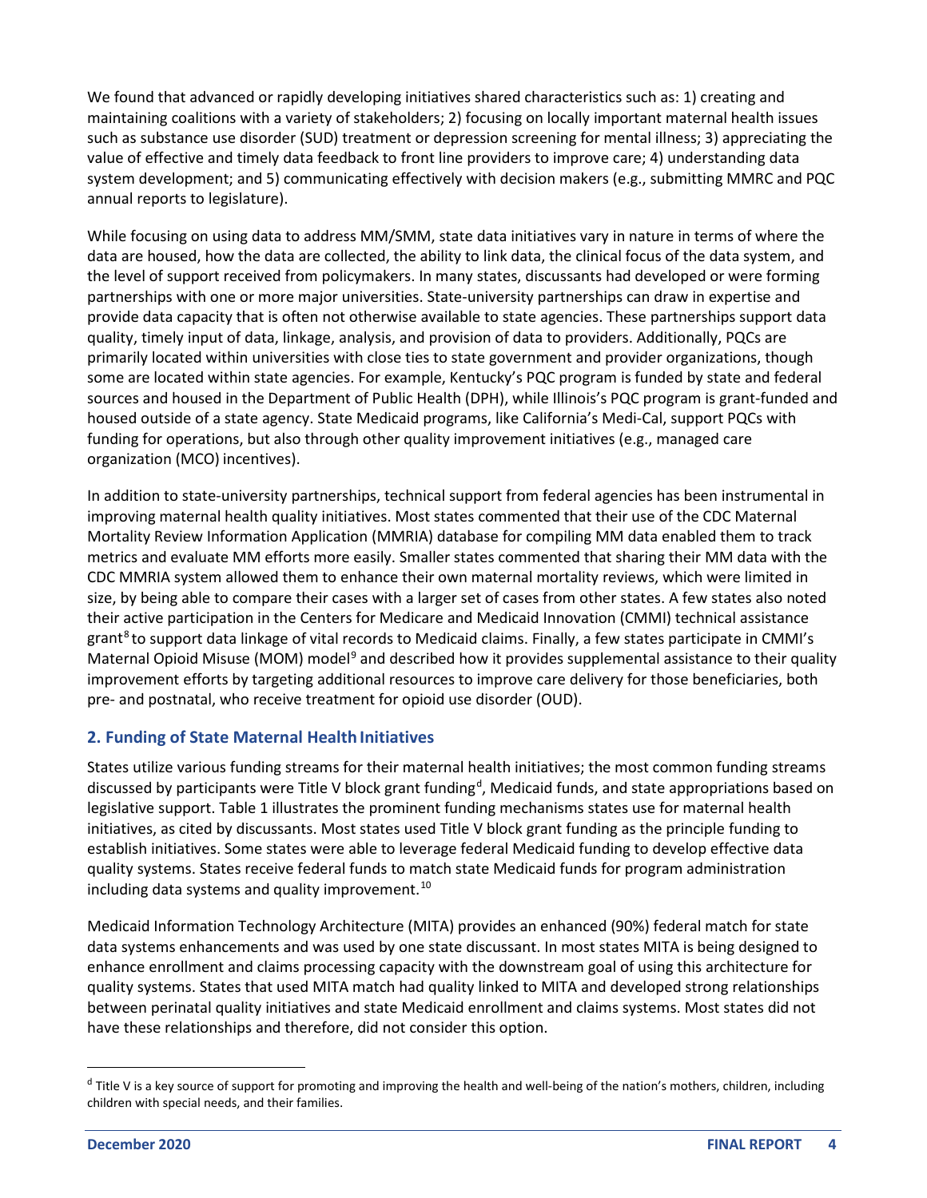We found that advanced or rapidly developing initiatives shared characteristics such as: 1) creating and maintaining coalitions with a variety of stakeholders; 2) focusing on locally important maternal health issues such as substance use disorder (SUD) treatment or depression screening for mental illness; 3) appreciating the value of effective and timely data feedback to front line providers to improve care; 4) understanding data system development; and 5) communicating effectively with decision makers (e.g., submitting MMRC and PQC annual reports to legislature).

While focusing on using data to address MM/SMM, state data initiatives vary in nature in terms of where the data are housed, how the data are collected, the ability to link data, the clinical focus of the data system, and the level of support received from policymakers. In many states, discussants had developed or were forming partnerships with one or more major universities. State-university partnerships can draw in expertise and provide data capacity that is often not otherwise available to state agencies. These partnerships support data quality, timely input of data, linkage, analysis, and provision of data to providers. Additionally, PQCs are primarily located within universities with close ties to state government and provider organizations, though some are located within state agencies. For example, Kentucky's PQC program is funded by state and federal sources and housed in the Department of Public Health (DPH), while Illinois's PQC program is grant-funded and housed outside of a state agency. State Medicaid programs, like California's Medi-Cal, support PQCs with funding for operations, but also through other quality improvement initiatives (e.g., managed care organization (MCO) incentives).

In addition to state-university partnerships, technical support from federal agencies has been instrumental in improving maternal health quality initiatives. Most states commented that their use of the CDC Maternal Mortality Review Information Application (MMRIA) database for compiling MM data enabled them to track metrics and evaluate MM efforts more easily. Smaller states commented that sharing their MM data with the CDC MMRIA system allowed them to enhance their own maternal mortality reviews, which were limited in size, by being able to compare their cases with a larger set of cases from other states. A few states also noted their active participation in the Centers for Medicare and Medicaid Innovation (CMMI) technical assistance grant[8] to support data linkage of vital records to Medicaid claims. Finally, a few states participate in CMMI's Maternal Opioid Misuse (MOM) model[9] and described how it provides supplemental assistance to their quality improvement efforts by targeting additional resources to improve care delivery for those beneficiaries, both pre- and postnatal, who receive treatment for opioid use disorder (OUD).

## 2. Funding of State Maternal Health Initiatives

States utilize various funding streams for their maternal health initiatives; the most common funding streams discussed by participants were Title V block grant funding[d], Medicaid funds, and state appropriations based on legislative support. Table 1 illustrates the prominent funding mechanisms states use for maternal health initiatives, as cited by discussants. Most states used Title V block grant funding as the principle funding to establish initiatives. Some states were able to leverage federal Medicaid funding to develop effective data quality systems. States receive federal funds to match state Medicaid funds for program administration including data systems and quality improvement.[10]

Medicaid Information Technology Architecture (MITA) provides an enhanced (90%) federal match for state data systems enhancements and was used by one state discussant. In most states MITA is being designed to enhance enrollment and claims processing capacity with the downstream goal of using this architecture for quality systems. States that used MITA match had quality linked to MITA and developed strong relationships between perinatal quality initiatives and state Medicaid enrollment and claims systems. Most states did not have these relationships and therefore, did not consider this option.

[d] Title V is a key source of support for promoting and improving the health and well-being of the nation's mothers, children, including children with special needs, and their families.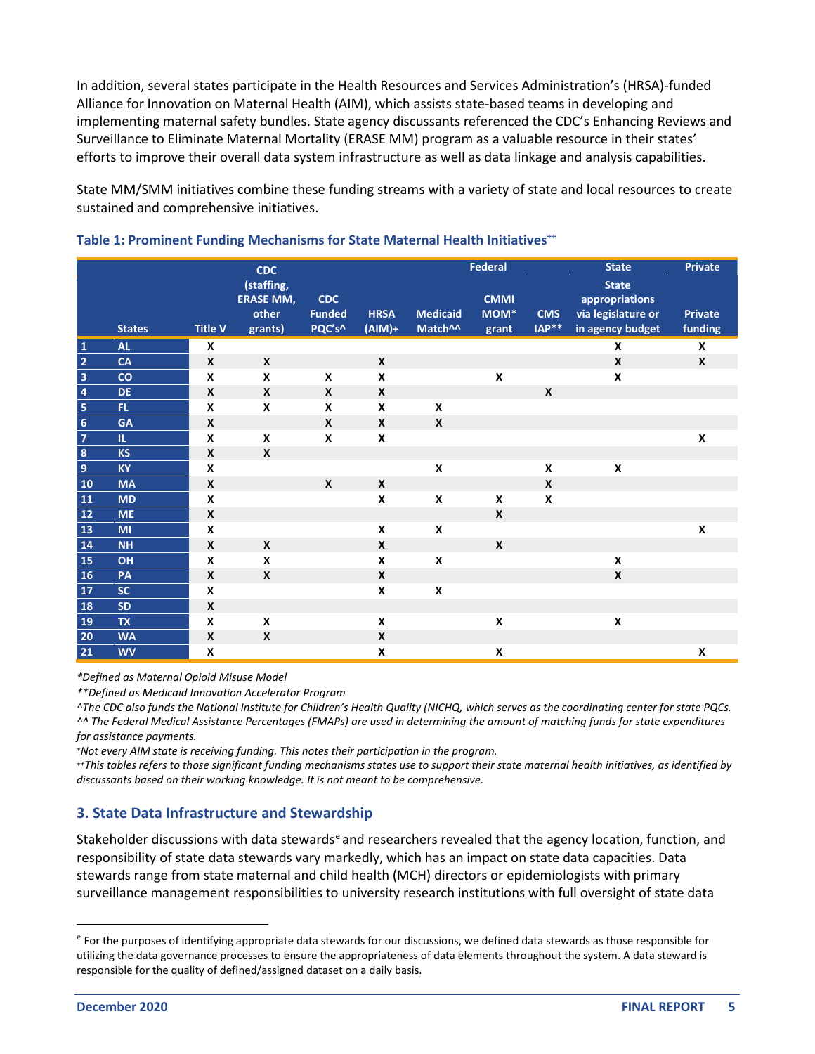In addition, several states participate in the Health Resources and Services Administration's (HRSA)-funded Alliance for Innovation on Maternal Health (AIM), which assists state-based teams in developing and implementing maternal safety bundles. State agency discussants referenced the CDC's Enhancing Reviews and Surveillance to Eliminate Maternal Mortality (ERASE MM) program as a valuable resource in their states' efforts to improve their overall data system infrastructure as well as data linkage and analysis capabilities.

State MM/SMM initiatives combine these funding streams with a variety of state and local resources to create sustained and comprehensive initiatives.

**Table 1: Prominent Funding Mechanisms for State Maternal Health Initiatives[++]**

| | | Federal | | | | | | | State | Private |
|---|---|---|---|---|---|---|---|---|---|---|
| | States | Title V | CDC (staffing, ERASE MM, other grants) | CDC Funded PQC's^ | HRSA (AIM)+ | Medicaid Match^^ | CMMI MOM* grant | CMS IAP** | State appropriations via legislature or in agency budget | Private funding |
| 1 | AL | X | | | | | | | X | X |
| 2 | CA | X | X | | X | | | | X | X |
| 3 | CO | X | X | X | X | | X | | X | |
| 4 | DE | X | X | X | X | | | X | | |
| 5 | FL | X | X | X | X | X | | | | |
| 6 | GA | X | | X | X | X | | | | |
| 7 | IL | X | X | X | X | | | | | X |
| 8 | KS | X | X | | | | | | | |
| 9 | KY | X | | | | X | | X | X | |
| 10 | MA | X | | X | X | | | X | | |
| 11 | MD | X | | | X | X | X | X | | |
| 12 | ME | X | | | | | X | | | |
| 13 | MI | X | | | X | X | | | | X |
| 14 | NH | X | X | | X | | X | | | |
| 15 | OH | X | X | | X | X | | | X | |
| 16 | PA | X | X | | X | | | | X | |
| 17 | SC | X | | | X | X | | | | |
| 18 | SD | X | | | | | | | | |
| 19 | TX | X | X | | X | | X | | X | |
| 20 | WA | X | X | | X | | | | | |
| 21 | WV | X | | | X | | X | | | X |

*\*Defined as Maternal Opioid Misuse Model*

*\*\*Defined as Medicaid Innovation Accelerator Program*

*^The CDC also funds the National Institute for Children's Health Quality (NICHQ, which serves as the coordinating center for state PQCs.*

*^^ The Federal Medical Assistance Percentages (FMAPs) are used in determining the amount of matching funds for state expenditures for assistance payments.*

*[+]Not every AIM state is receiving funding. This notes their participation in the program.*

*[++]This tables refers to those significant funding mechanisms states use to support their state maternal health initiatives, as identified by discussants based on their working knowledge. It is not meant to be comprehensive.*

## 3. State Data Infrastructure and Stewardship

Stakeholder discussions with data stewards[e] and researchers revealed that the agency location, function, and responsibility of state data stewards vary markedly, which has an impact on state data capacities. Data stewards range from state maternal and child health (MCH) directors or epidemiologists with primary surveillance management responsibilities to university research institutions with full oversight of state data

[e] For the purposes of identifying appropriate data stewards for our discussions, we defined data stewards as those responsible for utilizing the data governance processes to ensure the appropriateness of data elements throughout the system. A data steward is responsible for the quality of defined/assigned dataset on a daily basis.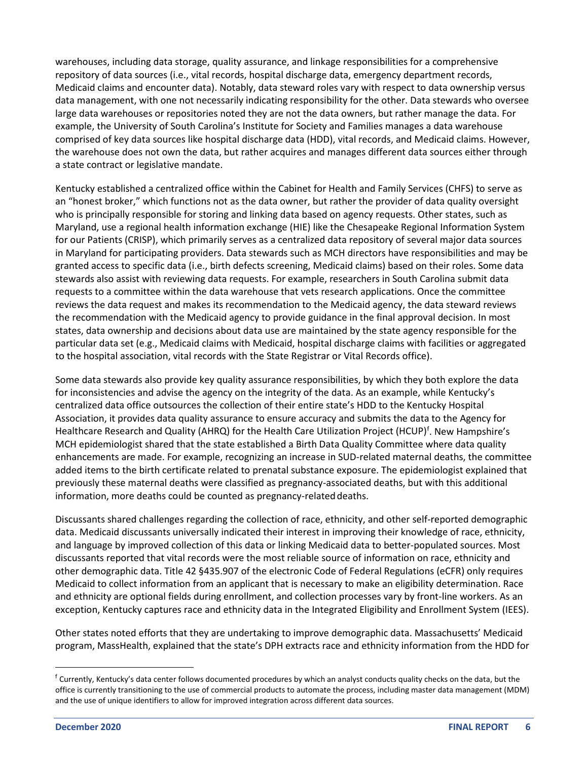warehouses, including data storage, quality assurance, and linkage responsibilities for a comprehensive repository of data sources (i.e., vital records, hospital discharge data, emergency department records, Medicaid claims and encounter data). Notably, data steward roles vary with respect to data ownership versus data management, with one not necessarily indicating responsibility for the other. Data stewards who oversee large data warehouses or repositories noted they are not the data owners, but rather manage the data. For example, the University of South Carolina's Institute for Society and Families manages a data warehouse comprised of key data sources like hospital discharge data (HDD), vital records, and Medicaid claims. However, the warehouse does not own the data, but rather acquires and manages different data sources either through a state contract or legislative mandate.

Kentucky established a centralized office within the Cabinet for Health and Family Services (CHFS) to serve as an "honest broker," which functions not as the data owner, but rather the provider of data quality oversight who is principally responsible for storing and linking data based on agency requests. Other states, such as Maryland, use a regional health information exchange (HIE) like the Chesapeake Regional Information System for our Patients (CRISP), which primarily serves as a centralized data repository of several major data sources in Maryland for participating providers. Data stewards such as MCH directors have responsibilities and may be granted access to specific data (i.e., birth defects screening, Medicaid claims) based on their roles. Some data stewards also assist with reviewing data requests. For example, researchers in South Carolina submit data requests to a committee within the data warehouse that vets research applications. Once the committee reviews the data request and makes its recommendation to the Medicaid agency, the data steward reviews the recommendation with the Medicaid agency to provide guidance in the final approval decision. In most states, data ownership and decisions about data use are maintained by the state agency responsible for the particular data set (e.g., Medicaid claims with Medicaid, hospital discharge claims with facilities or aggregated to the hospital association, vital records with the State Registrar or Vital Records office).

Some data stewards also provide key quality assurance responsibilities, by which they both explore the data for inconsistencies and advise the agency on the integrity of the data. As an example, while Kentucky's centralized data office outsources the collection of their entire state's HDD to the Kentucky Hospital Association, it provides data quality assurance to ensure accuracy and submits the data to the Agency for Healthcare Research and Quality (AHRQ) for the Health Care Utilization Project (HCUP)[f]. New Hampshire's MCH epidemiologist shared that the state established a Birth Data Quality Committee where data quality enhancements are made. For example, recognizing an increase in SUD-related maternal deaths, the committee added items to the birth certificate related to prenatal substance exposure. The epidemiologist explained that previously these maternal deaths were classified as pregnancy-associated deaths, but with this additional information, more deaths could be counted as pregnancy-related deaths.

Discussants shared challenges regarding the collection of race, ethnicity, and other self-reported demographic data. Medicaid discussants universally indicated their interest in improving their knowledge of race, ethnicity, and language by improved collection of this data or linking Medicaid data to better-populated sources. Most discussants reported that vital records were the most reliable source of information on race, ethnicity and other demographic data. Title 42 §435.907 of the electronic Code of Federal Regulations (eCFR) only requires Medicaid to collect information from an applicant that is necessary to make an eligibility determination. Race and ethnicity are optional fields during enrollment, and collection processes vary by front-line workers. As an exception, Kentucky captures race and ethnicity data in the Integrated Eligibility and Enrollment System (IEES).

Other states noted efforts that they are undertaking to improve demographic data. Massachusetts' Medicaid program, MassHealth, explained that the state's DPH extracts race and ethnicity information from the HDD for

---

[f] Currently, Kentucky's data center follows documented procedures by which an analyst conducts quality checks on the data, but the office is currently transitioning to the use of commercial products to automate the process, including master data management (MDM) and the use of unique identifiers to allow for improved integration across different data sources.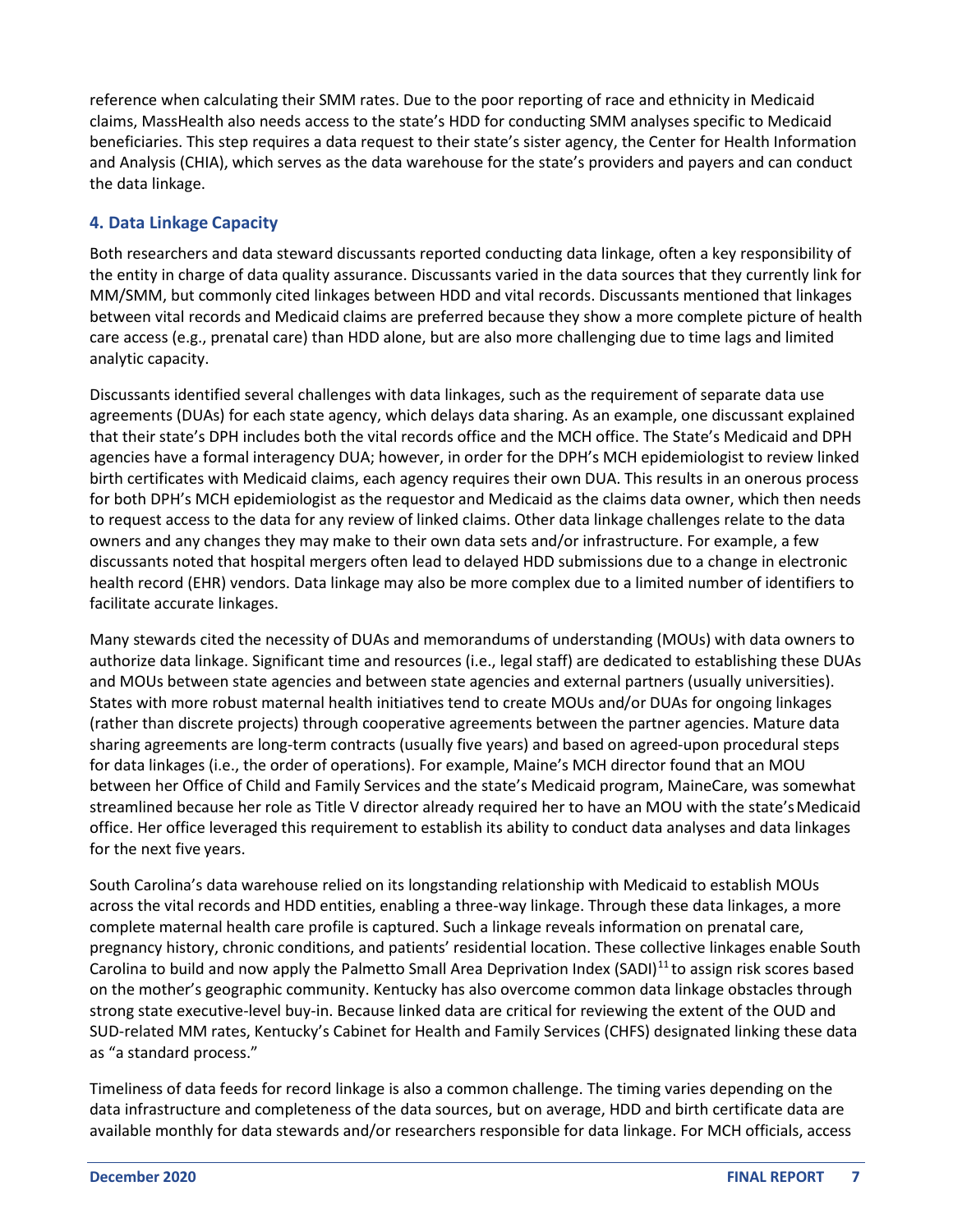reference when calculating their SMM rates. Due to the poor reporting of race and ethnicity in Medicaid claims, MassHealth also needs access to the state's HDD for conducting SMM analyses specific to Medicaid beneficiaries. This step requires a data request to their state's sister agency, the Center for Health Information and Analysis (CHIA), which serves as the data warehouse for the state's providers and payers and can conduct the data linkage.

### 4. Data Linkage Capacity

Both researchers and data steward discussants reported conducting data linkage, often a key responsibility of the entity in charge of data quality assurance. Discussants varied in the data sources that they currently link for MM/SMM, but commonly cited linkages between HDD and vital records. Discussants mentioned that linkages between vital records and Medicaid claims are preferred because they show a more complete picture of health care access (e.g., prenatal care) than HDD alone, but are also more challenging due to time lags and limited analytic capacity.

Discussants identified several challenges with data linkages, such as the requirement of separate data use agreements (DUAs) for each state agency, which delays data sharing. As an example, one discussant explained that their state's DPH includes both the vital records office and the MCH office. The State's Medicaid and DPH agencies have a formal interagency DUA; however, in order for the DPH's MCH epidemiologist to review linked birth certificates with Medicaid claims, each agency requires their own DUA. This results in an onerous process for both DPH's MCH epidemiologist as the requestor and Medicaid as the claims data owner, which then needs to request access to the data for any review of linked claims. Other data linkage challenges relate to the data owners and any changes they may make to their own data sets and/or infrastructure. For example, a few discussants noted that hospital mergers often lead to delayed HDD submissions due to a change in electronic health record (EHR) vendors. Data linkage may also be more complex due to a limited number of identifiers to facilitate accurate linkages.

Many stewards cited the necessity of DUAs and memorandums of understanding (MOUs) with data owners to authorize data linkage. Significant time and resources (i.e., legal staff) are dedicated to establishing these DUAs and MOUs between state agencies and between state agencies and external partners (usually universities). States with more robust maternal health initiatives tend to create MOUs and/or DUAs for ongoing linkages (rather than discrete projects) through cooperative agreements between the partner agencies. Mature data sharing agreements are long-term contracts (usually five years) and based on agreed-upon procedural steps for data linkages (i.e., the order of operations). For example, Maine's MCH director found that an MOU between her Office of Child and Family Services and the state's Medicaid program, MaineCare, was somewhat streamlined because her role as Title V director already required her to have an MOU with the state's Medicaid office. Her office leveraged this requirement to establish its ability to conduct data analyses and data linkages for the next five years.

South Carolina's data warehouse relied on its longstanding relationship with Medicaid to establish MOUs across the vital records and HDD entities, enabling a three-way linkage. Through these data linkages, a more complete maternal health care profile is captured. Such a linkage reveals information on prenatal care, pregnancy history, chronic conditions, and patients' residential location. These collective linkages enable South Carolina to build and now apply the Palmetto Small Area Deprivation Index (SADI)[11] to assign risk scores based on the mother's geographic community. Kentucky has also overcome common data linkage obstacles through strong state executive-level buy-in. Because linked data are critical for reviewing the extent of the OUD and SUD-related MM rates, Kentucky's Cabinet for Health and Family Services (CHFS) designated linking these data as "a standard process."

Timeliness of data feeds for record linkage is also a common challenge. The timing varies depending on the data infrastructure and completeness of the data sources, but on average, HDD and birth certificate data are available monthly for data stewards and/or researchers responsible for data linkage. For MCH officials, access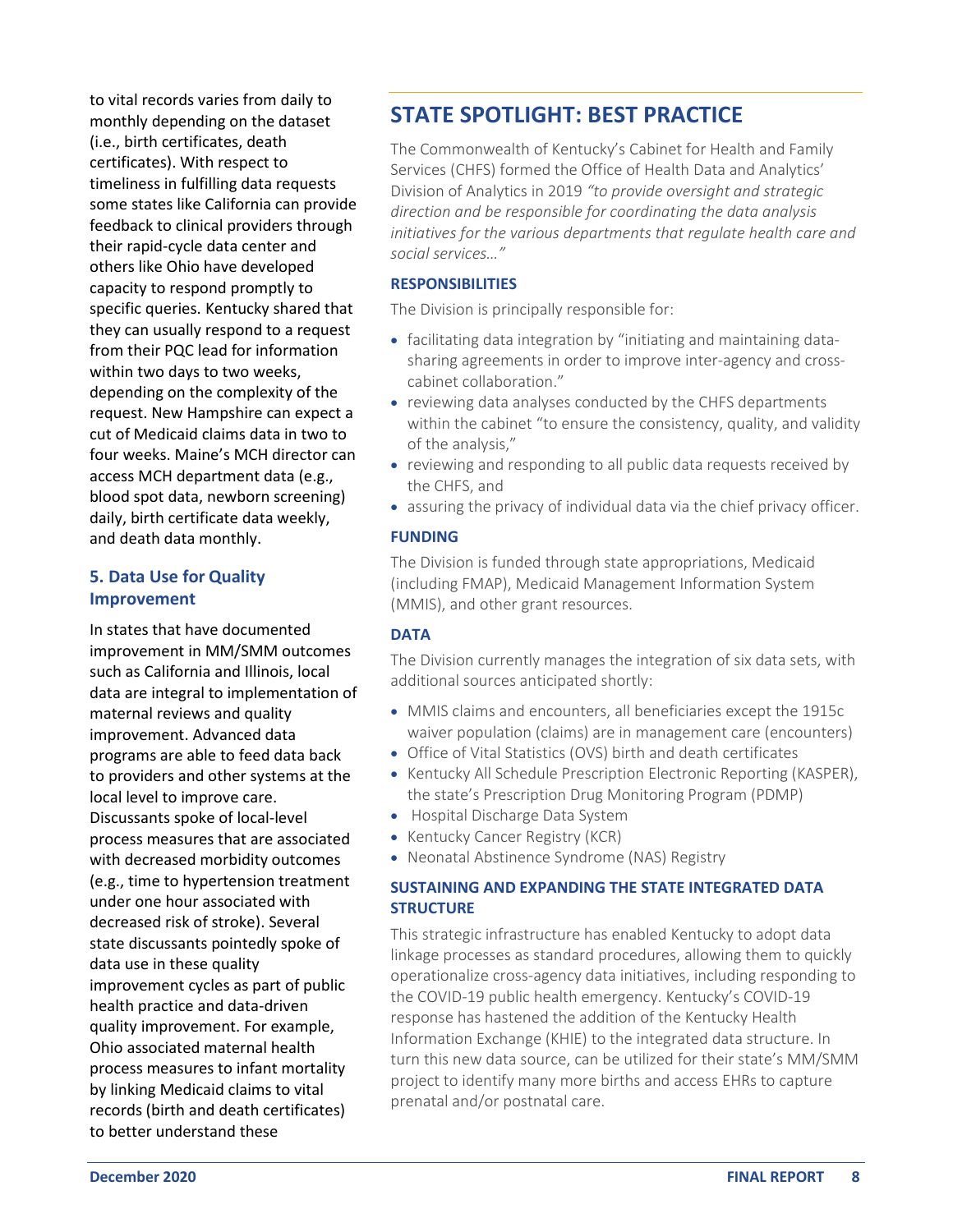to vital records varies from daily to monthly depending on the dataset (i.e., birth certificates, death certificates). With respect to timeliness in fulfilling data requests some states like California can provide feedback to clinical providers through their rapid-cycle data center and others like Ohio have developed capacity to respond promptly to specific queries. Kentucky shared that they can usually respond to a request from their PQC lead for information within two days to two weeks, depending on the complexity of the request. New Hampshire can expect a cut of Medicaid claims data in two to four weeks. Maine's MCH director can access MCH department data (e.g., blood spot data, newborn screening) daily, birth certificate data weekly, and death data monthly.

### 5. Data Use for Quality Improvement

In states that have documented improvement in MM/SMM outcomes such as California and Illinois, local data are integral to implementation of maternal reviews and quality improvement. Advanced data programs are able to feed data back to providers and other systems at the local level to improve care. Discussants spoke of local-level process measures that are associated with decreased morbidity outcomes (e.g., time to hypertension treatment under one hour associated with decreased risk of stroke). Several state discussants pointedly spoke of data use in these quality improvement cycles as part of public health practice and data-driven quality improvement. For example, Ohio associated maternal health process measures to infant mortality by linking Medicaid claims to vital records (birth and death certificates) to better understand these

## STATE SPOTLIGHT: BEST PRACTICE

The Commonwealth of Kentucky's Cabinet for Health and Family Services (CHFS) formed the Office of Health Data and Analytics' Division of Analytics in 2019 *"to provide oversight and strategic direction and be responsible for coordinating the data analysis initiatives for the various departments that regulate health care and social services…"*

#### RESPONSIBILITIES

The Division is principally responsible for:

- facilitating data integration by "initiating and maintaining data-sharing agreements in order to improve inter-agency and cross-cabinet collaboration."
- reviewing data analyses conducted by the CHFS departments within the cabinet "to ensure the consistency, quality, and validity of the analysis,"
- reviewing and responding to all public data requests received by the CHFS, and
- assuring the privacy of individual data via the chief privacy officer.

#### FUNDING

The Division is funded through state appropriations, Medicaid (including FMAP), Medicaid Management Information System (MMIS), and other grant resources.

#### DATA

The Division currently manages the integration of six data sets, with additional sources anticipated shortly:

- MMIS claims and encounters, all beneficiaries except the 1915c waiver population (claims) are in management care (encounters)
- Office of Vital Statistics (OVS) birth and death certificates
- Kentucky All Schedule Prescription Electronic Reporting (KASPER), the state's Prescription Drug Monitoring Program (PDMP)
- Hospital Discharge Data System
- Kentucky Cancer Registry (KCR)
- Neonatal Abstinence Syndrome (NAS) Registry

#### SUSTAINING AND EXPANDING THE STATE INTEGRATED DATA STRUCTURE

This strategic infrastructure has enabled Kentucky to adopt data linkage processes as standard procedures, allowing them to quickly operationalize cross-agency data initiatives, including responding to the COVID-19 public health emergency. Kentucky's COVID-19 response has hastened the addition of the Kentucky Health Information Exchange (KHIE) to the integrated data structure. In turn this new data source, can be utilized for their state's MM/SMM project to identify many more births and access EHRs to capture prenatal and/or postnatal care.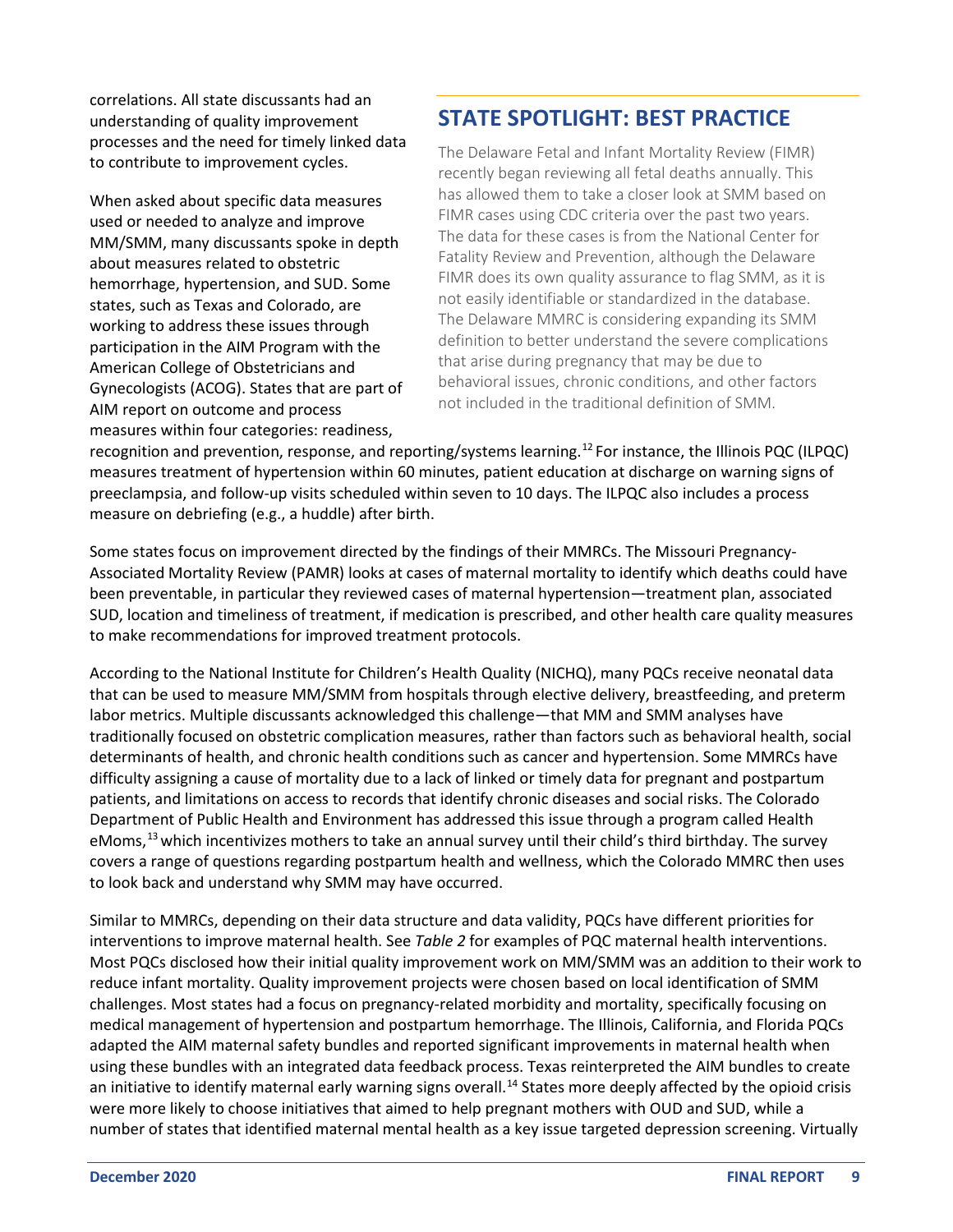correlations. All state discussants had an understanding of quality improvement processes and the need for timely linked data to contribute to improvement cycles.

When asked about specific data measures used or needed to analyze and improve MM/SMM, many discussants spoke in depth about measures related to obstetric hemorrhage, hypertension, and SUD. Some states, such as Texas and Colorado, are working to address these issues through participation in the AIM Program with the American College of Obstetricians and Gynecologists (ACOG). States that are part of AIM report on outcome and process measures within four categories: readiness, recognition and prevention, response, and reporting/systems learning.[12] For instance, the Illinois PQC (ILPQC) measures treatment of hypertension within 60 minutes, patient education at discharge on warning signs of preeclampsia, and follow-up visits scheduled within seven to 10 days. The ILPQC also includes a process measure on debriefing (e.g., a huddle) after birth.

## STATE SPOTLIGHT: BEST PRACTICE

The Delaware Fetal and Infant Mortality Review (FIMR) recently began reviewing all fetal deaths annually. This has allowed them to take a closer look at SMM based on FIMR cases using CDC criteria over the past two years. The data for these cases is from the National Center for Fatality Review and Prevention, although the Delaware FIMR does its own quality assurance to flag SMM, as it is not easily identifiable or standardized in the database. The Delaware MMRC is considering expanding its SMM definition to better understand the severe complications that arise during pregnancy that may be due to behavioral issues, chronic conditions, and other factors not included in the traditional definition of SMM.

Some states focus on improvement directed by the findings of their MMRCs. The Missouri Pregnancy-Associated Mortality Review (PAMR) looks at cases of maternal mortality to identify which deaths could have been preventable, in particular they reviewed cases of maternal hypertension—treatment plan, associated SUD, location and timeliness of treatment, if medication is prescribed, and other health care quality measures to make recommendations for improved treatment protocols.

According to the National Institute for Children's Health Quality (NICHQ), many PQCs receive neonatal data that can be used to measure MM/SMM from hospitals through elective delivery, breastfeeding, and preterm labor metrics. Multiple discussants acknowledged this challenge—that MM and SMM analyses have traditionally focused on obstetric complication measures, rather than factors such as behavioral health, social determinants of health, and chronic health conditions such as cancer and hypertension. Some MMRCs have difficulty assigning a cause of mortality due to a lack of linked or timely data for pregnant and postpartum patients, and limitations on access to records that identify chronic diseases and social risks. The Colorado Department of Public Health and Environment has addressed this issue through a program called Health eMoms,[13] which incentivizes mothers to take an annual survey until their child's third birthday. The survey covers a range of questions regarding postpartum health and wellness, which the Colorado MMRC then uses to look back and understand why SMM may have occurred.

Similar to MMRCs, depending on their data structure and data validity, PQCs have different priorities for interventions to improve maternal health. See *Table 2* for examples of PQC maternal health interventions. Most PQCs disclosed how their initial quality improvement work on MM/SMM was an addition to their work to reduce infant mortality. Quality improvement projects were chosen based on local identification of SMM challenges. Most states had a focus on pregnancy-related morbidity and mortality, specifically focusing on medical management of hypertension and postpartum hemorrhage. The Illinois, California, and Florida PQCs adapted the AIM maternal safety bundles and reported significant improvements in maternal health when using these bundles with an integrated data feedback process. Texas reinterpreted the AIM bundles to create an initiative to identify maternal early warning signs overall.[14] States more deeply affected by the opioid crisis were more likely to choose initiatives that aimed to help pregnant mothers with OUD and SUD, while a number of states that identified maternal mental health as a key issue targeted depression screening. Virtually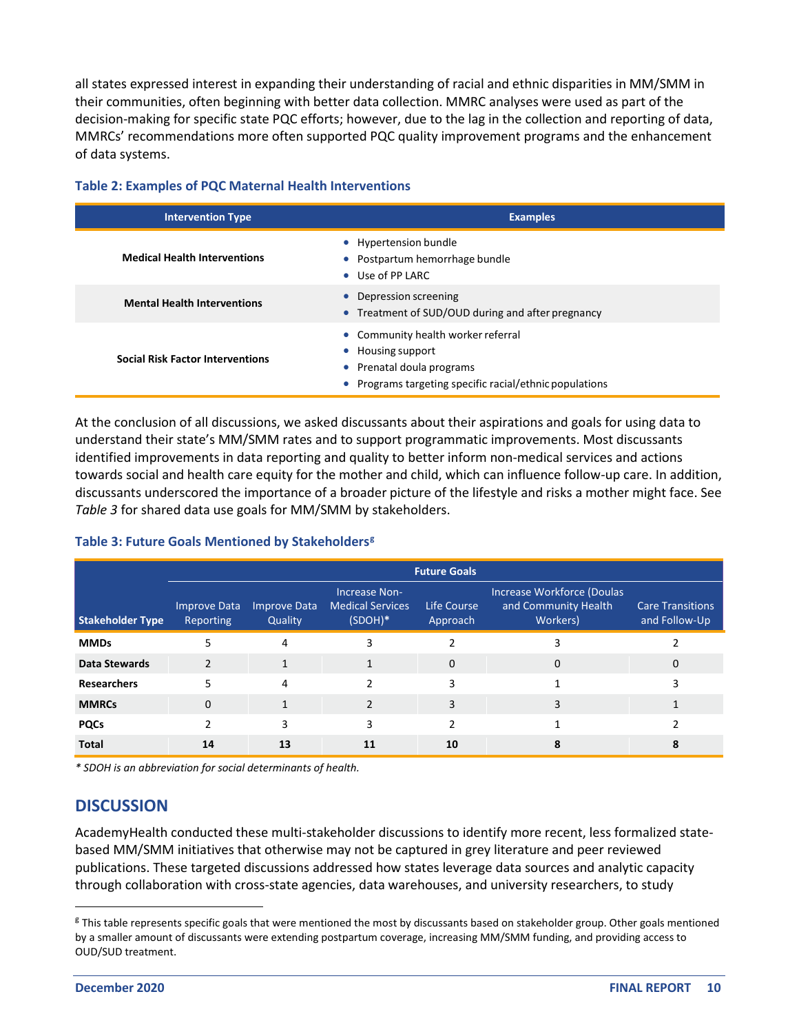all states expressed interest in expanding their understanding of racial and ethnic disparities in MM/SMM in their communities, often beginning with better data collection. MMRC analyses were used as part of the decision-making for specific state PQC efforts; however, due to the lag in the collection and reporting of data, MMRCs' recommendations more often supported PQC quality improvement programs and the enhancement of data systems.

### Table 2: Examples of PQC Maternal Health Interventions

| Intervention Type | Examples |
|---|---|
| **Medical Health Interventions** | • Hypertension bundle<br>• Postpartum hemorrhage bundle<br>• Use of PP LARC |
| **Mental Health Interventions** | • Depression screening<br>• Treatment of SUD/OUD during and after pregnancy |
| **Social Risk Factor Interventions** | • Community health worker referral<br>• Housing support<br>• Prenatal doula programs<br>• Programs targeting specific racial/ethnic populations |

At the conclusion of all discussions, we asked discussants about their aspirations and goals for using data to understand their state's MM/SMM rates and to support programmatic improvements. Most discussants identified improvements in data reporting and quality to better inform non-medical services and actions towards social and health care equity for the mother and child, which can influence follow-up care. In addition, discussants underscored the importance of a broader picture of the lifestyle and risks a mother might face. See *Table 3* for shared data use goals for MM/SMM by stakeholders.

### Table 3: Future Goals Mentioned by Stakeholders[g]

| | Future Goals | | | | | |
|---|---|---|---|---|---|---|
| **Stakeholder Type** | Improve Data Reporting | Improve Data Quality | Increase Non-Medical Services (SDOH)* | Life Course Approach | Increase Workforce (Doulas and Community Health Workers) | Care Transitions and Follow-Up |
| **MMDs** | 5 | 4 | 3 | 2 | 3 | 2 |
| **Data Stewards** | 2 | 1 | 1 | 0 | 0 | 0 |
| **Researchers** | 5 | 4 | 2 | 3 | 1 | 3 |
| **MMRCs** | 0 | 1 | 2 | 3 | 3 | 1 |
| **PQCs** | 2 | 3 | 3 | 2 | 1 | 2 |
| **Total** | **14** | **13** | **11** | **10** | **8** | **8** |

*\* SDOH is an abbreviation for social determinants of health.*

## DISCUSSION

AcademyHealth conducted these multi-stakeholder discussions to identify more recent, less formalized state-based MM/SMM initiatives that otherwise may not be captured in grey literature and peer reviewed publications. These targeted discussions addressed how states leverage data sources and analytic capacity through collaboration with cross-state agencies, data warehouses, and university researchers, to study

[g] This table represents specific goals that were mentioned the most by discussants based on stakeholder group. Other goals mentioned by a smaller amount of discussants were extending postpartum coverage, increasing MM/SMM funding, and providing access to OUD/SUD treatment.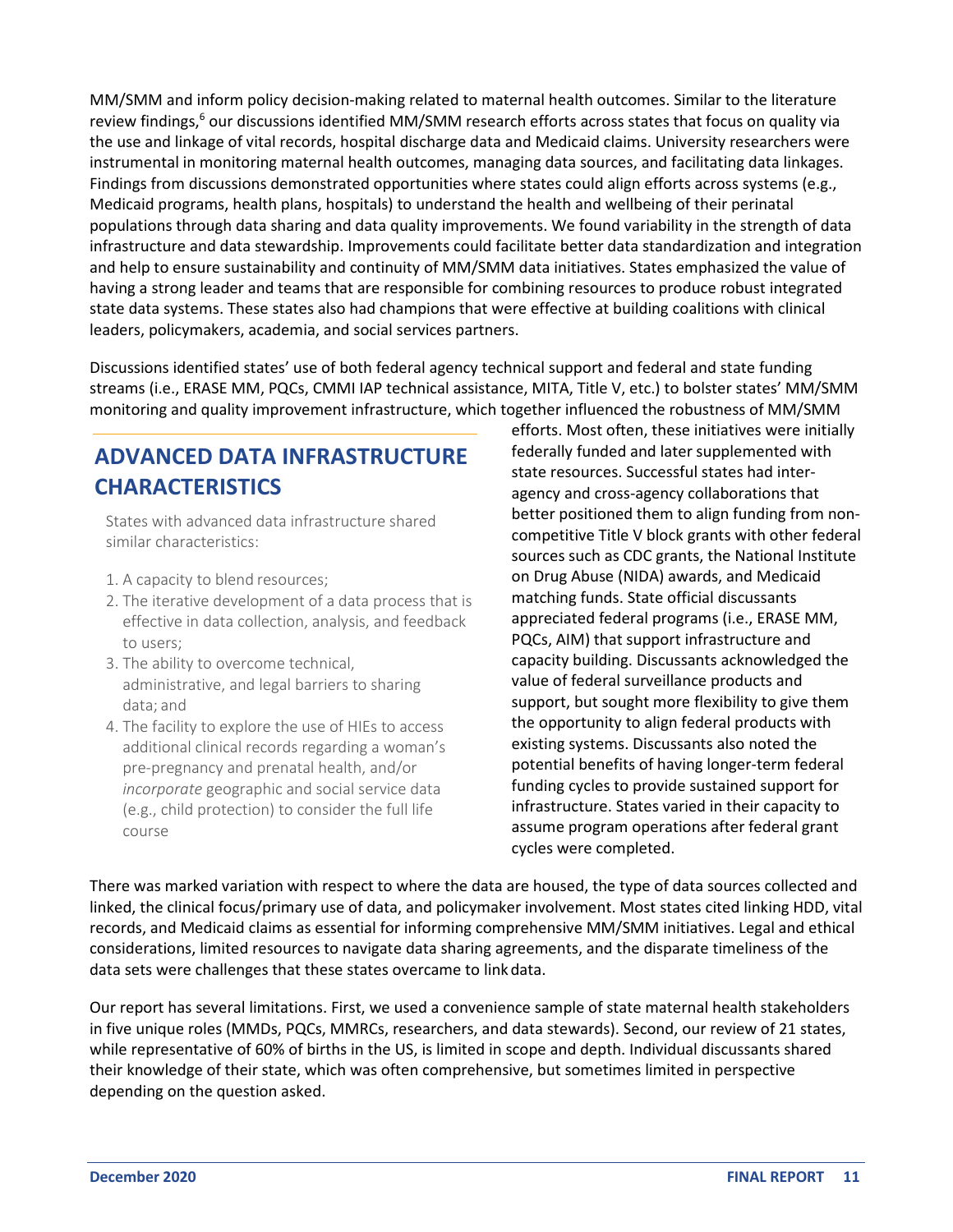MM/SMM and inform policy decision-making related to maternal health outcomes. Similar to the literature review findings,[6] our discussions identified MM/SMM research efforts across states that focus on quality via the use and linkage of vital records, hospital discharge data and Medicaid claims. University researchers were instrumental in monitoring maternal health outcomes, managing data sources, and facilitating data linkages. Findings from discussions demonstrated opportunities where states could align efforts across systems (e.g., Medicaid programs, health plans, hospitals) to understand the health and wellbeing of their perinatal populations through data sharing and data quality improvements. We found variability in the strength of data infrastructure and data stewardship. Improvements could facilitate better data standardization and integration and help to ensure sustainability and continuity of MM/SMM data initiatives. States emphasized the value of having a strong leader and teams that are responsible for combining resources to produce robust integrated state data systems. These states also had champions that were effective at building coalitions with clinical leaders, policymakers, academia, and social services partners.

Discussions identified states' use of both federal agency technical support and federal and state funding streams (i.e., ERASE MM, PQCs, CMMI IAP technical assistance, MITA, Title V, etc.) to bolster states' MM/SMM monitoring and quality improvement infrastructure, which together influenced the robustness of MM/SMM efforts. Most often, these initiatives were initially federally funded and later supplemented with state resources. Successful states had inter-agency and cross-agency collaborations that better positioned them to align funding from non-competitive Title V block grants with other federal sources such as CDC grants, the National Institute on Drug Abuse (NIDA) awards, and Medicaid matching funds. State official discussants appreciated federal programs (i.e., ERASE MM, PQCs, AIM) that support infrastructure and capacity building. Discussants acknowledged the value of federal surveillance products and support, but sought more flexibility to give them the opportunity to align federal products with existing systems. Discussants also noted the potential benefits of having longer-term federal funding cycles to provide sustained support for infrastructure. States varied in their capacity to assume program operations after federal grant cycles were completed.

## ADVANCED DATA INFRASTRUCTURE CHARACTERISTICS

States with advanced data infrastructure shared similar characteristics:

1. A capacity to blend resources;
2. The iterative development of a data process that is effective in data collection, analysis, and feedback to users;
3. The ability to overcome technical, administrative, and legal barriers to sharing data; and
4. The facility to explore the use of HIEs to access additional clinical records regarding a woman's pre-pregnancy and prenatal health, and/or *incorporate* geographic and social service data (e.g., child protection) to consider the full life course

There was marked variation with respect to where the data are housed, the type of data sources collected and linked, the clinical focus/primary use of data, and policymaker involvement. Most states cited linking HDD, vital records, and Medicaid claims as essential for informing comprehensive MM/SMM initiatives. Legal and ethical considerations, limited resources to navigate data sharing agreements, and the disparate timeliness of the data sets were challenges that these states overcame to link data.

Our report has several limitations. First, we used a convenience sample of state maternal health stakeholders in five unique roles (MMDs, PQCs, MMRCs, researchers, and data stewards). Second, our review of 21 states, while representative of 60% of births in the US, is limited in scope and depth. Individual discussants shared their knowledge of their state, which was often comprehensive, but sometimes limited in perspective depending on the question asked.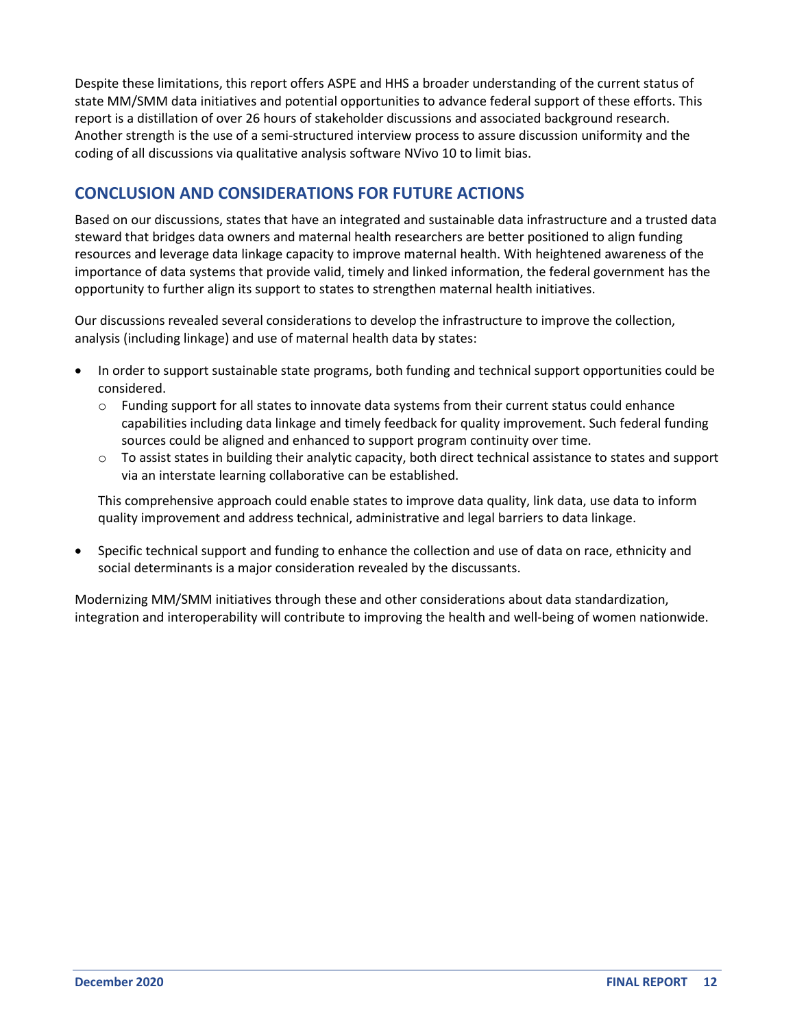Despite these limitations, this report offers ASPE and HHS a broader understanding of the current status of state MM/SMM data initiatives and potential opportunities to advance federal support of these efforts. This report is a distillation of over 26 hours of stakeholder discussions and associated background research. Another strength is the use of a semi-structured interview process to assure discussion uniformity and the coding of all discussions via qualitative analysis software NVivo 10 to limit bias.

## CONCLUSION AND CONSIDERATIONS FOR FUTURE ACTIONS

Based on our discussions, states that have an integrated and sustainable data infrastructure and a trusted data steward that bridges data owners and maternal health researchers are better positioned to align funding resources and leverage data linkage capacity to improve maternal health. With heightened awareness of the importance of data systems that provide valid, timely and linked information, the federal government has the opportunity to further align its support to states to strengthen maternal health initiatives.

Our discussions revealed several considerations to develop the infrastructure to improve the collection, analysis (including linkage) and use of maternal health data by states:

- In order to support sustainable state programs, both funding and technical support opportunities could be considered.
  - Funding support for all states to innovate data systems from their current status could enhance capabilities including data linkage and timely feedback for quality improvement. Such federal funding sources could be aligned and enhanced to support program continuity over time.
  - To assist states in building their analytic capacity, both direct technical assistance to states and support via an interstate learning collaborative can be established.

  This comprehensive approach could enable states to improve data quality, link data, use data to inform quality improvement and address technical, administrative and legal barriers to data linkage.

- Specific technical support and funding to enhance the collection and use of data on race, ethnicity and social determinants is a major consideration revealed by the discussants.

Modernizing MM/SMM initiatives through these and other considerations about data standardization, integration and interoperability will contribute to improving the health and well-being of women nationwide.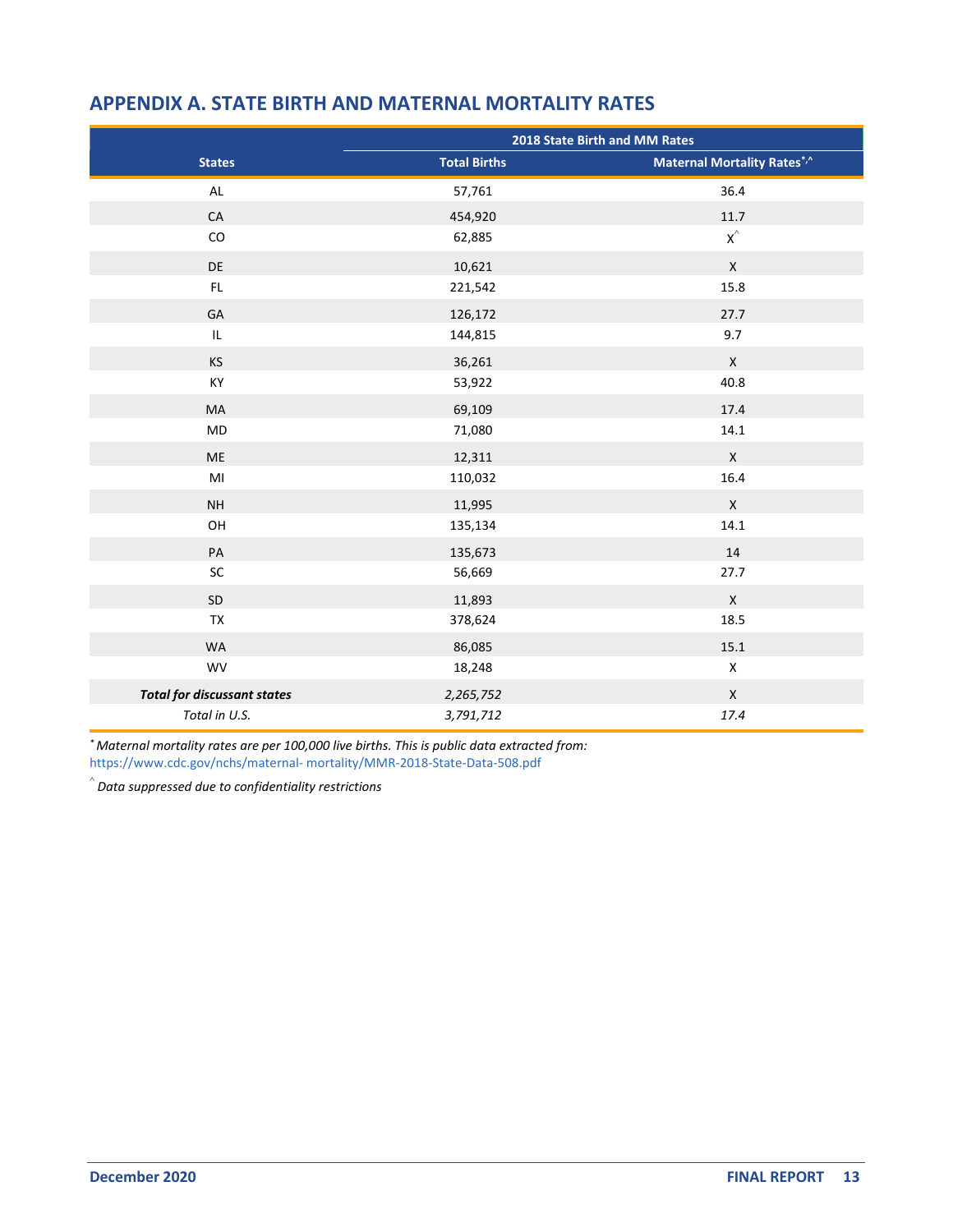## APPENDIX A. STATE BIRTH AND MATERNAL MORTALITY RATES

| States | 2018 State Birth and MM Rates | |
|---|---|---|
| | **Total Births** | **Maternal Mortality Rates*,^** |
| AL | 57,761 | 36.4 |
| CA | 454,920 | 11.7 |
| CO | 62,885 | X^ |
| DE | 10,621 | X |
| FL | 221,542 | 15.8 |
| GA | 126,172 | 27.7 |
| IL | 144,815 | 9.7 |
| KS | 36,261 | X |
| KY | 53,922 | 40.8 |
| MA | 69,109 | 17.4 |
| MD | 71,080 | 14.1 |
| ME | 12,311 | X |
| MI | 110,032 | 16.4 |
| NH | 11,995 | X |
| OH | 135,134 | 14.1 |
| PA | 135,673 | 14 |
| SC | 56,669 | 27.7 |
| SD | 11,893 | X |
| TX | 378,624 | 18.5 |
| WA | 86,085 | 15.1 |
| WV | 18,248 | X |
| ***Total for discussant states*** | *2,265,752* | X |
| *Total in U.S.* | *3,791,712* | *17.4* |

\* *Maternal mortality rates are per 100,000 live births. This is public data extracted from:* https://www.cdc.gov/nchs/maternal- mortality/MMR-2018-State-Data-508.pdf

^ *Data suppressed due to confidentiality restrictions*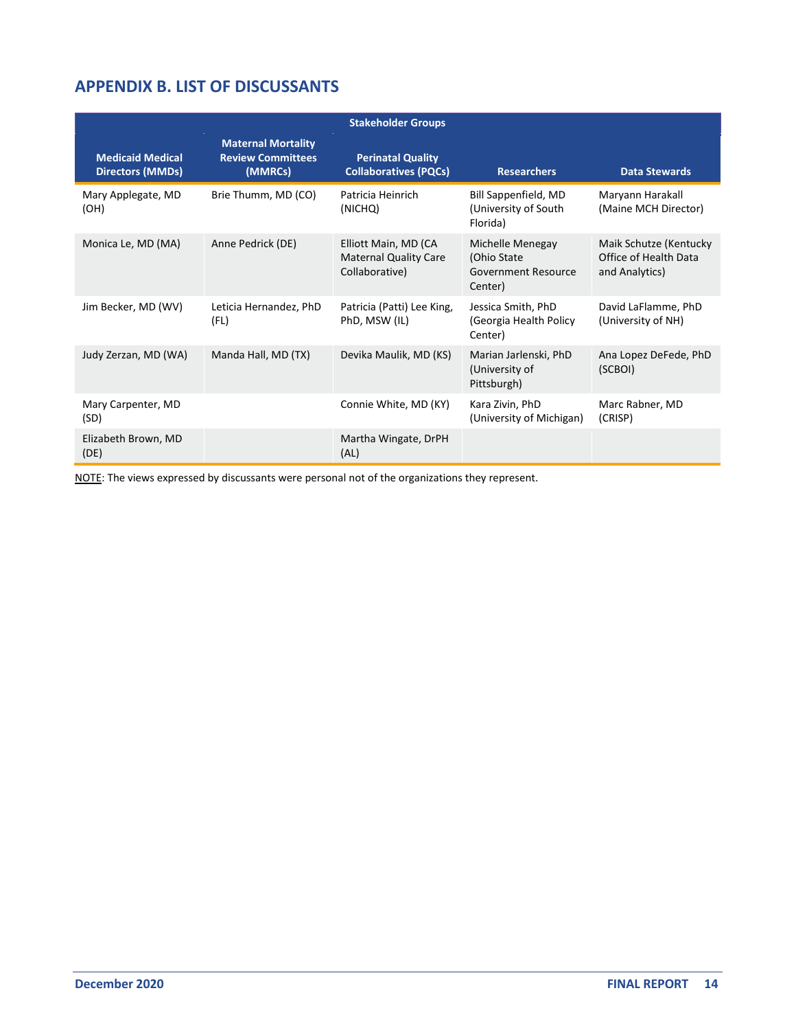## APPENDIX B. LIST OF DISCUSSANTS

| Stakeholder Groups | | | | |
|---|---|---|---|---|
| **Medicaid Medical Directors (MMDs)** | **Maternal Mortality Review Committees (MMRCs)** | **Perinatal Quality Collaboratives (PQCs)** | **Researchers** | **Data Stewards** |
| Mary Applegate, MD (OH) | Brie Thumm, MD (CO) | Patricia Heinrich (NICHQ) | Bill Sappenfield, MD (University of South Florida) | Maryann Harakall (Maine MCH Director) |
| Monica Le, MD (MA) | Anne Pedrick (DE) | Elliott Main, MD (CA Maternal Quality Care Collaborative) | Michelle Menegay (Ohio State Government Resource Center) | Maik Schutze (Kentucky Office of Health Data and Analytics) |
| Jim Becker, MD (WV) | Leticia Hernandez, PhD (FL) | Patricia (Patti) Lee King, PhD, MSW (IL) | Jessica Smith, PhD (Georgia Health Policy Center) | David LaFlamme, PhD (University of NH) |
| Judy Zerzan, MD (WA) | Manda Hall, MD (TX) | Devika Maulik, MD (KS) | Marian Jarlenski, PhD (University of Pittsburgh) | Ana Lopez DeFede, PhD (SCBOI) |
| Mary Carpenter, MD (SD) | | Connie White, MD (KY) | Kara Zivin, PhD (University of Michigan) | Marc Rabner, MD (CRISP) |
| Elizabeth Brown, MD (DE) | | Martha Wingate, DrPH (AL) | | |

NOTE: The views expressed by discussants were personal not of the organizations they represent.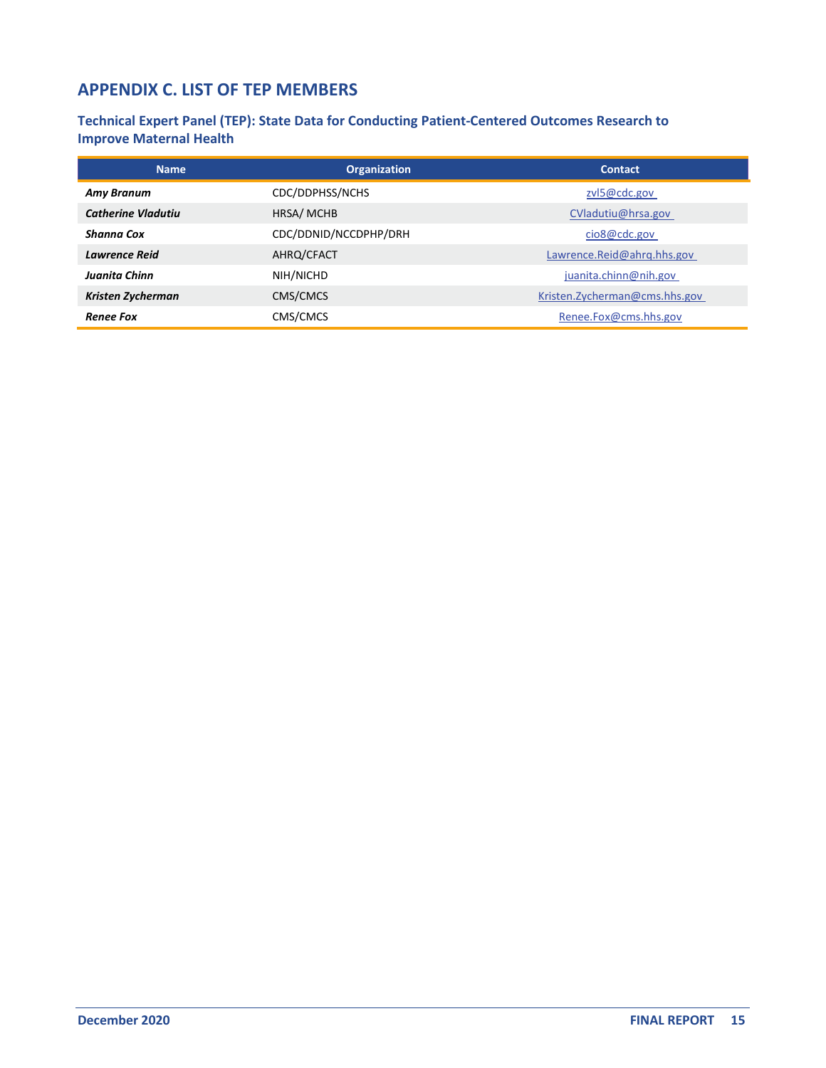## APPENDIX C. LIST OF TEP MEMBERS

### Technical Expert Panel (TEP): State Data for Conducting Patient-Centered Outcomes Research to Improve Maternal Health

| Name | Organization | Contact |
|---|---|---|
| ***Amy Branum*** | CDC/DDPHSS/NCHS | zvl5@cdc.gov |
| ***Catherine Vladutiu*** | HRSA/ MCHB | CVladutiu@hrsa.gov |
| ***Shanna Cox*** | CDC/DDNID/NCCDPHP/DRH | cio8@cdc.gov |
| ***Lawrence Reid*** | AHRQ/CFACT | Lawrence.Reid@ahrq.hhs.gov |
| ***Juanita Chinn*** | NIH/NICHD | juanita.chinn@nih.gov |
| ***Kristen Zycherman*** | CMS/CMCS | Kristen.Zycherman@cms.hhs.gov |
| ***Renee Fox*** | CMS/CMCS | Renee.Fox@cms.hhs.gov |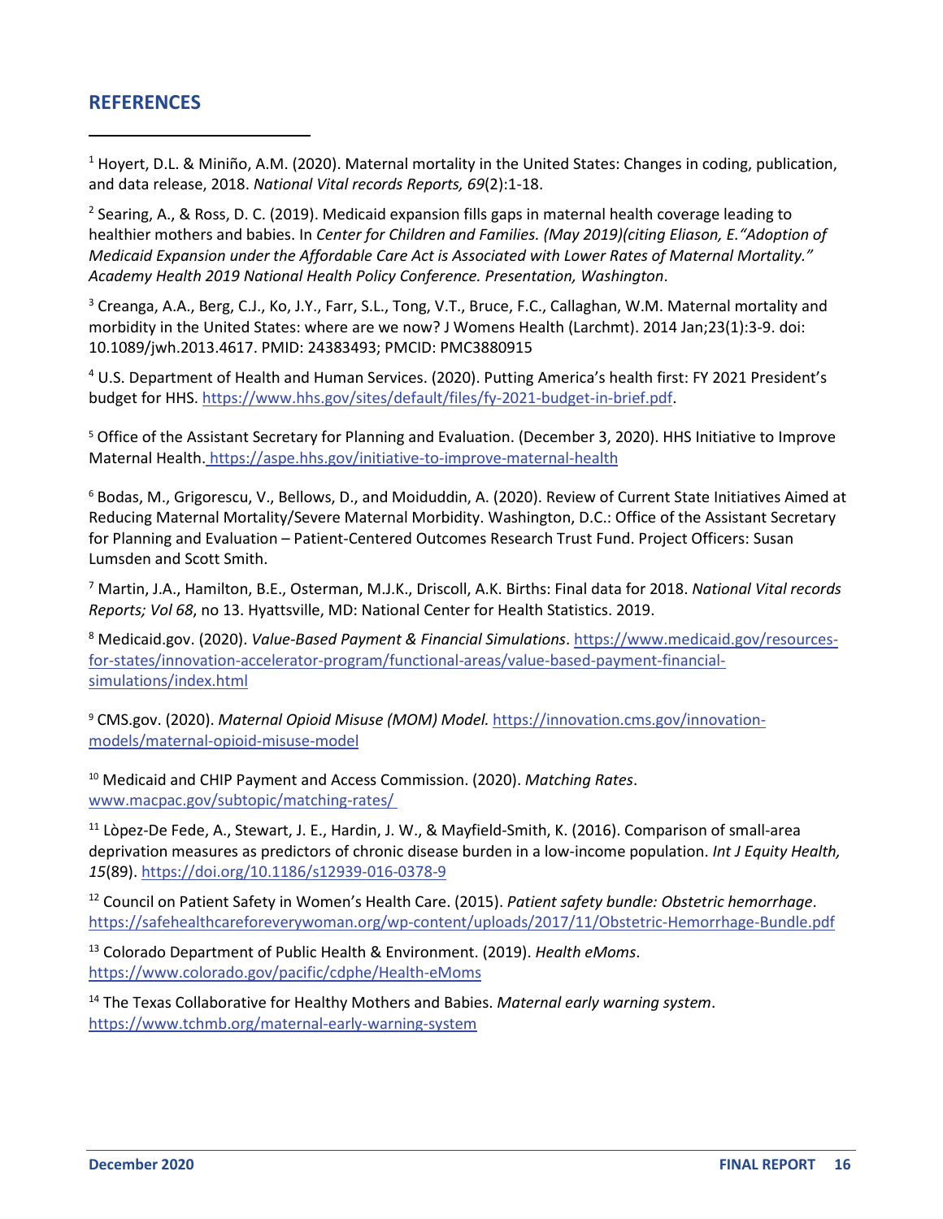## REFERENCES

[1] Hoyert, D.L. & Miniño, A.M. (2020). Maternal mortality in the United States: Changes in coding, publication, and data release, 2018. *National Vital records Reports, 69*(2):1-18.

[2] Searing, A., & Ross, D. C. (2019). Medicaid expansion fills gaps in maternal health coverage leading to healthier mothers and babies. In *Center for Children and Families. (May 2019)(citing Eliason, E."Adoption of Medicaid Expansion under the Affordable Care Act is Associated with Lower Rates of Maternal Mortality." Academy Health 2019 National Health Policy Conference. Presentation, Washington*.

[3] Creanga, A.A., Berg, C.J., Ko, J.Y., Farr, S.L., Tong, V.T., Bruce, F.C., Callaghan, W.M. Maternal mortality and morbidity in the United States: where are we now? J Womens Health (Larchmt). 2014 Jan;23(1):3-9. doi: 10.1089/jwh.2013.4617. PMID: 24383493; PMCID: PMC3880915

[4] U.S. Department of Health and Human Services. (2020). Putting America's health first: FY 2021 President's budget for HHS. https://www.hhs.gov/sites/default/files/fy-2021-budget-in-brief.pdf.

[5] Office of the Assistant Secretary for Planning and Evaluation. (December 3, 2020). HHS Initiative to Improve Maternal Health. https://aspe.hhs.gov/initiative-to-improve-maternal-health

[6] Bodas, M., Grigorescu, V., Bellows, D., and Moiduddin, A. (2020). Review of Current State Initiatives Aimed at Reducing Maternal Mortality/Severe Maternal Morbidity. Washington, D.C.: Office of the Assistant Secretary for Planning and Evaluation – Patient-Centered Outcomes Research Trust Fund. Project Officers: Susan Lumsden and Scott Smith.

[7] Martin, J.A., Hamilton, B.E., Osterman, M.J.K., Driscoll, A.K. Births: Final data for 2018. *National Vital records Reports; Vol 68*, no 13. Hyattsville, MD: National Center for Health Statistics. 2019.

[8] Medicaid.gov. (2020). *Value-Based Payment & Financial Simulations*. https://www.medicaid.gov/resources-for-states/innovation-accelerator-program/functional-areas/value-based-payment-financial-simulations/index.html

[9] CMS.gov. (2020). *Maternal Opioid Misuse (MOM) Model.* https://innovation.cms.gov/innovation-models/maternal-opioid-misuse-model

[10] Medicaid and CHIP Payment and Access Commission. (2020). *Matching Rates*. www.macpac.gov/subtopic/matching-rates/

[11] Lòpez-De Fede, A., Stewart, J. E., Hardin, J. W., & Mayfield-Smith, K. (2016). Comparison of small-area deprivation measures as predictors of chronic disease burden in a low-income population. *Int J Equity Health, 15*(89). https://doi.org/10.1186/s12939-016-0378-9

[12] Council on Patient Safety in Women's Health Care. (2015). *Patient safety bundle: Obstetric hemorrhage*. https://safehealthcareforeverywoman.org/wp-content/uploads/2017/11/Obstetric-Hemorrhage-Bundle.pdf

[13] Colorado Department of Public Health & Environment. (2019). *Health eMoms*. https://www.colorado.gov/pacific/cdphe/Health-eMoms

[14] The Texas Collaborative for Healthy Mothers and Babies. *Maternal early warning system*. https://www.tchmb.org/maternal-early-warning-system